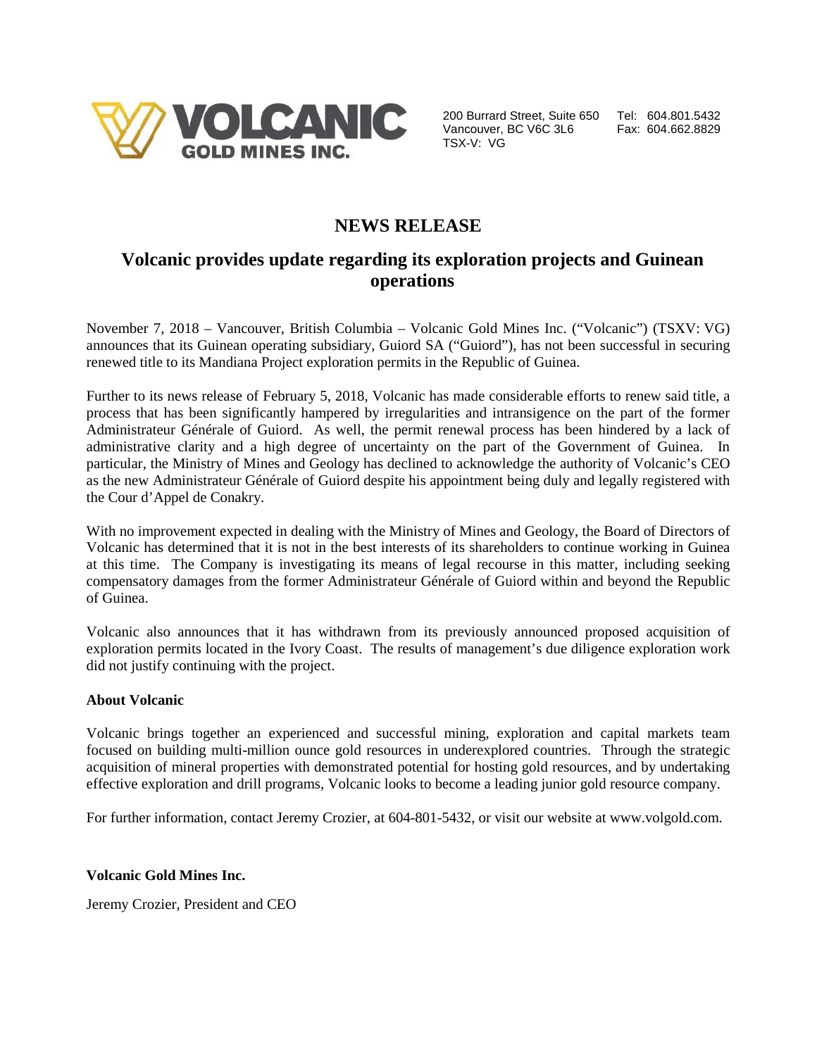**VOLCANIC GOLD MINES INC.**

200 Burrard Street, Suite 650
Vancouver, BC V6C 3L6
TSX-V: VG

Tel: 604.801.5432
Fax: 604.662.8829

# NEWS RELEASE

## Volcanic provides update regarding its exploration projects and Guinean operations

November 7, 2018 – Vancouver, British Columbia – Volcanic Gold Mines Inc. ("Volcanic") (TSXV: VG) announces that its Guinean operating subsidiary, Guiord SA ("Guiord"), has not been successful in securing renewed title to its Mandiana Project exploration permits in the Republic of Guinea.

Further to its news release of February 5, 2018, Volcanic has made considerable efforts to renew said title, a process that has been significantly hampered by irregularities and intransigence on the part of the former Administrateur Générale of Guiord. As well, the permit renewal process has been hindered by a lack of administrative clarity and a high degree of uncertainty on the part of the Government of Guinea. In particular, the Ministry of Mines and Geology has declined to acknowledge the authority of Volcanic's CEO as the new Administrateur Générale of Guiord despite his appointment being duly and legally registered with the Cour d'Appel de Conakry.

With no improvement expected in dealing with the Ministry of Mines and Geology, the Board of Directors of Volcanic has determined that it is not in the best interests of its shareholders to continue working in Guinea at this time. The Company is investigating its means of legal recourse in this matter, including seeking compensatory damages from the former Administrateur Générale of Guiord within and beyond the Republic of Guinea.

Volcanic also announces that it has withdrawn from its previously announced proposed acquisition of exploration permits located in the Ivory Coast. The results of management's due diligence exploration work did not justify continuing with the project.

**About Volcanic**

Volcanic brings together an experienced and successful mining, exploration and capital markets team focused on building multi-million ounce gold resources in underexplored countries. Through the strategic acquisition of mineral properties with demonstrated potential for hosting gold resources, and by undertaking effective exploration and drill programs, Volcanic looks to become a leading junior gold resource company.

For further information, contact Jeremy Crozier, at 604-801-5432, or visit our website at www.volgold.com.

**Volcanic Gold Mines Inc.**

Jeremy Crozier, President and CEO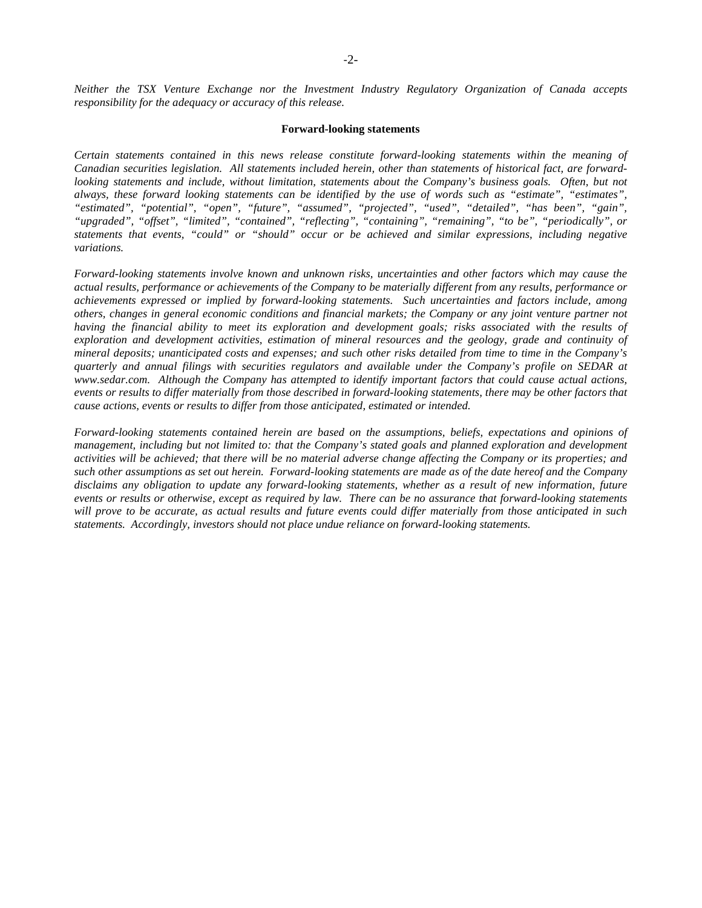*Neither the TSX Venture Exchange nor the Investment Industry Regulatory Organization of Canada accepts responsibility for the adequacy or accuracy of this release.*

**Forward-looking statements**

*Certain statements contained in this news release constitute forward-looking statements within the meaning of Canadian securities legislation. All statements included herein, other than statements of historical fact, are forward-looking statements and include, without limitation, statements about the Company's business goals. Often, but not always, these forward looking statements can be identified by the use of words such as "estimate", "estimates", "estimated", "potential", "open", "future", "assumed", "projected", "used", "detailed", "has been", "gain", "upgraded", "offset", "limited", "contained", "reflecting", "containing", "remaining", "to be", "periodically", or statements that events, "could" or "should" occur or be achieved and similar expressions, including negative variations.*

*Forward-looking statements involve known and unknown risks, uncertainties and other factors which may cause the actual results, performance or achievements of the Company to be materially different from any results, performance or achievements expressed or implied by forward-looking statements. Such uncertainties and factors include, among others, changes in general economic conditions and financial markets; the Company or any joint venture partner not having the financial ability to meet its exploration and development goals; risks associated with the results of exploration and development activities, estimation of mineral resources and the geology, grade and continuity of mineral deposits; unanticipated costs and expenses; and such other risks detailed from time to time in the Company's quarterly and annual filings with securities regulators and available under the Company's profile on SEDAR at www.sedar.com. Although the Company has attempted to identify important factors that could cause actual actions, events or results to differ materially from those described in forward-looking statements, there may be other factors that cause actions, events or results to differ from those anticipated, estimated or intended.*

*Forward-looking statements contained herein are based on the assumptions, beliefs, expectations and opinions of management, including but not limited to: that the Company's stated goals and planned exploration and development activities will be achieved; that there will be no material adverse change affecting the Company or its properties; and such other assumptions as set out herein. Forward-looking statements are made as of the date hereof and the Company disclaims any obligation to update any forward-looking statements, whether as a result of new information, future events or results or otherwise, except as required by law. There can be no assurance that forward-looking statements will prove to be accurate, as actual results and future events could differ materially from those anticipated in such statements. Accordingly, investors should not place undue reliance on forward-looking statements.*